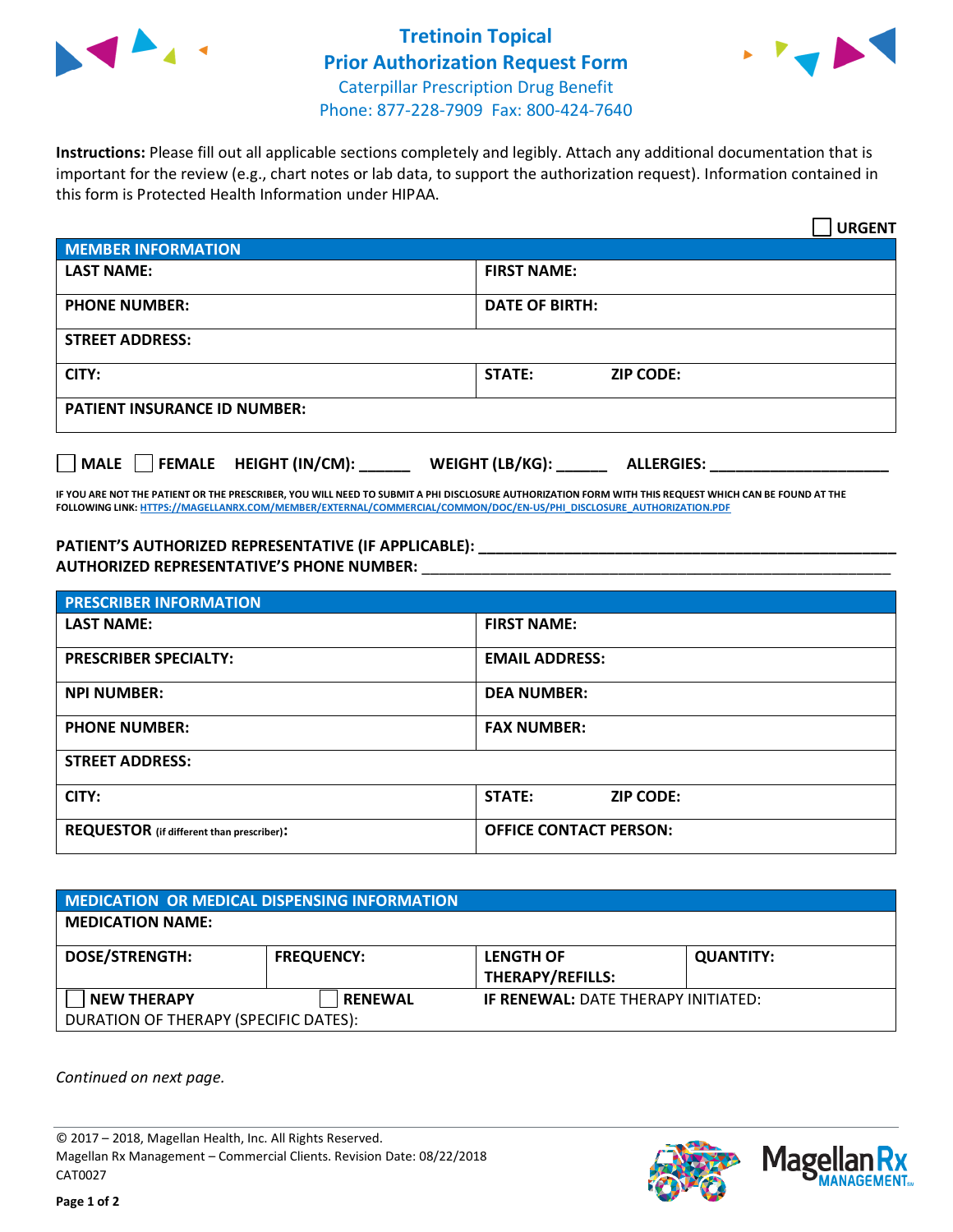# Tretinoin Topical
## Prior Authorization Request Form
Caterpillar Prescription Drug Benefit
Phone: 877-228-7909 Fax: 800-424-7640

**Instructions:** Please fill out all applicable sections completely and legibly. Attach any additional documentation that is important for the review (e.g., chart notes or lab data, to support the authorization request). Information contained in this form is Protected Health Information under HIPAA.

☐ **URGENT**

| MEMBER INFORMATION | |
|---|---|
| **LAST NAME:** | **FIRST NAME:** |
| **PHONE NUMBER:** | **DATE OF BIRTH:** |
| **STREET ADDRESS:** | |
| **CITY:** | **STATE:** **ZIP CODE:** |
| **PATIENT INSURANCE ID NUMBER:** | |

☐ **MALE** ☐ **FEMALE** **HEIGHT (IN/CM):** ______ **WEIGHT (LB/KG):** ______ **ALLERGIES:** ____________________

**IF YOU ARE NOT THE PATIENT OR THE PRESCRIBER, YOU WILL NEED TO SUBMIT A PHI DISCLOSURE AUTHORIZATION FORM WITH THIS REQUEST WHICH CAN BE FOUND AT THE FOLLOWING LINK: HTTPS://MAGELLANRX.COM/MEMBER/EXTERNAL/COMMERCIAL/COMMON/DOC/EN-US/PHI_DISCLOSURE_AUTHORIZATION.PDF**

**PATIENT'S AUTHORIZED REPRESENTATIVE (IF APPLICABLE):** ____________________________________________
**AUTHORIZED REPRESENTATIVE'S PHONE NUMBER:** ____________________________________________

| PRESCRIBER INFORMATION | |
|---|---|
| **LAST NAME:** | **FIRST NAME:** |
| **PRESCRIBER SPECIALTY:** | **EMAIL ADDRESS:** |
| **NPI NUMBER:** | **DEA NUMBER:** |
| **PHONE NUMBER:** | **FAX NUMBER:** |
| **STREET ADDRESS:** | |
| **CITY:** | **STATE:** **ZIP CODE:** |
| **REQUESTOR** (if different than prescriber)**:** | **OFFICE CONTACT PERSON:** |

| MEDICATION OR MEDICAL DISPENSING INFORMATION | | | |
|---|---|---|---|
| **MEDICATION NAME:** | | | |
| **DOSE/STRENGTH:** | **FREQUENCY:** | **LENGTH OF THERAPY/REFILLS:** | **QUANTITY:** |
| ☐ **NEW THERAPY** | ☐ **RENEWAL** | **IF RENEWAL:** DATE THERAPY INITIATED: | |
| DURATION OF THERAPY (SPECIFIC DATES): | | | |

*Continued on next page.*

© 2017 – 2018, Magellan Health, Inc. All Rights Reserved.
Magellan Rx Management – Commercial Clients. Revision Date: 08/22/2018
CAT0027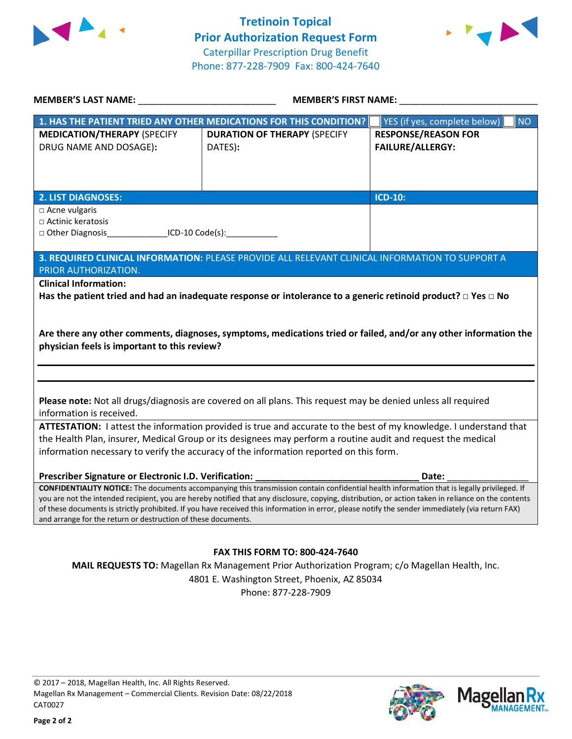# Tretinoin Topical
## Prior Authorization Request Form

Caterpillar Prescription Drug Benefit
Phone: 877-228-7909 Fax: 800-424-7640

**MEMBER'S LAST NAME:** ___________________________ **MEMBER'S FIRST NAME:** ___________________________

| **1. HAS THE PATIENT TRIED ANY OTHER MEDICATIONS FOR THIS CONDITION?** | | ☐ YES (if yes, complete below) ☐ NO |
|---|---|---|
| **MEDICATION/THERAPY** (SPECIFY DRUG NAME AND DOSAGE): | **DURATION OF THERAPY** (SPECIFY DATES): | **RESPONSE/REASON FOR FAILURE/ALLERGY:** |
| | | |

| **2. LIST DIAGNOSES:** | **ICD-10:** |
|---|---|
| □ Acne vulgaris<br>□ Actinic keratosis<br>□ Other Diagnosis_____________ICD-10 Code(s):___________ | |

**3. REQUIRED CLINICAL INFORMATION:** PLEASE PROVIDE ALL RELEVANT CLINICAL INFORMATION TO SUPPORT A PRIOR AUTHORIZATION.

**Clinical Information:**

**Has the patient tried and had an inadequate response or intolerance to a generic retinoid product?** □ **Yes** □ **No**

**Are there any other comments, diagnoses, symptoms, medications tried or failed, and/or any other information the physician feels is important to this review?**

___________________________________________________________________________

___________________________________________________________________________

**Please note:** Not all drugs/diagnosis are covered on all plans. This request may be denied unless all required information is received.

**ATTESTATION:** I attest the information provided is true and accurate to the best of my knowledge. I understand that the Health Plan, insurer, Medical Group or its designees may perform a routine audit and request the medical information necessary to verify the accuracy of the information reported on this form.

**Prescriber Signature or Electronic I.D. Verification:** _________________________________ **Date:** ________________

**CONFIDENTIALITY NOTICE:** The documents accompanying this transmission contain confidential health information that is legally privileged. If you are not the intended recipient, you are hereby notified that any disclosure, copying, distribution, or action taken in reliance on the contents of these documents is strictly prohibited. If you have received this information in error, please notify the sender immediately (via return FAX) and arrange for the return or destruction of these documents.

**FAX THIS FORM TO: 800-424-7640**

**MAIL REQUESTS TO:** Magellan Rx Management Prior Authorization Program; c/o Magellan Health, Inc.
4801 E. Washington Street, Phoenix, AZ 85034
Phone: 877-228-7909

© 2017 – 2018, Magellan Health, Inc. All Rights Reserved.
Magellan Rx Management – Commercial Clients. Revision Date: 08/22/2018
CAT0027